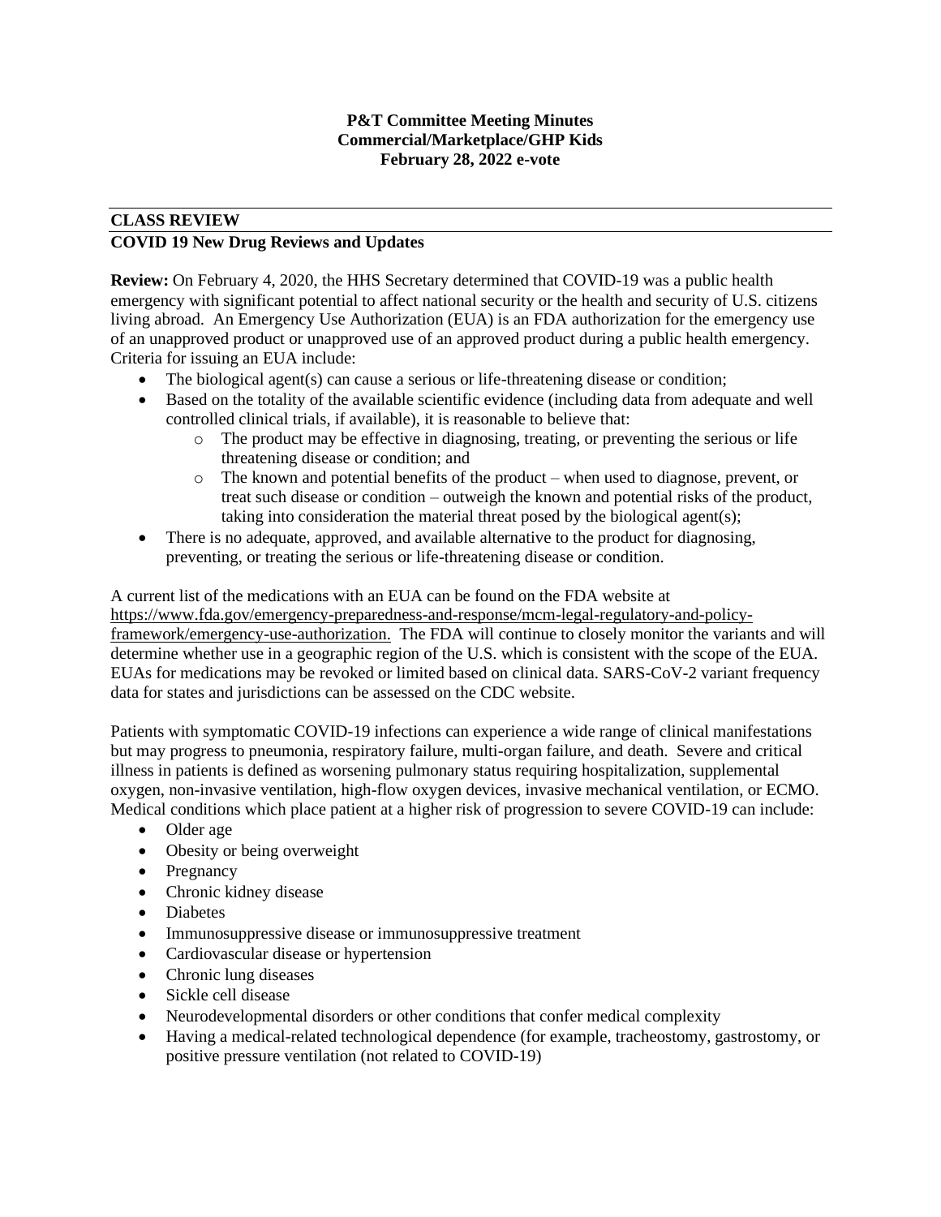**P&T Committee Meeting Minutes**
**Commercial/Marketplace/GHP Kids**
**February 28, 2022 e-vote**

## CLASS REVIEW

## COVID 19 New Drug Reviews and Updates

**Review:** On February 4, 2020, the HHS Secretary determined that COVID-19 was a public health emergency with significant potential to affect national security or the health and security of U.S. citizens living abroad. An Emergency Use Authorization (EUA) is an FDA authorization for the emergency use of an unapproved product or unapproved use of an approved product during a public health emergency. Criteria for issuing an EUA include:

- The biological agent(s) can cause a serious or life-threatening disease or condition;
- Based on the totality of the available scientific evidence (including data from adequate and well controlled clinical trials, if available), it is reasonable to believe that:
  - The product may be effective in diagnosing, treating, or preventing the serious or life threatening disease or condition; and
  - The known and potential benefits of the product – when used to diagnose, prevent, or treat such disease or condition – outweigh the known and potential risks of the product, taking into consideration the material threat posed by the biological agent(s);
- There is no adequate, approved, and available alternative to the product for diagnosing, preventing, or treating the serious or life-threatening disease or condition.

A current list of the medications with an EUA can be found on the FDA website at https://www.fda.gov/emergency-preparedness-and-response/mcm-legal-regulatory-and-policy-framework/emergency-use-authorization. The FDA will continue to closely monitor the variants and will determine whether use in a geographic region of the U.S. which is consistent with the scope of the EUA. EUAs for medications may be revoked or limited based on clinical data. SARS-CoV-2 variant frequency data for states and jurisdictions can be assessed on the CDC website.

Patients with symptomatic COVID-19 infections can experience a wide range of clinical manifestations but may progress to pneumonia, respiratory failure, multi-organ failure, and death. Severe and critical illness in patients is defined as worsening pulmonary status requiring hospitalization, supplemental oxygen, non-invasive ventilation, high-flow oxygen devices, invasive mechanical ventilation, or ECMO. Medical conditions which place patient at a higher risk of progression to severe COVID-19 can include:

- Older age
- Obesity or being overweight
- Pregnancy
- Chronic kidney disease
- Diabetes
- Immunosuppressive disease or immunosuppressive treatment
- Cardiovascular disease or hypertension
- Chronic lung diseases
- Sickle cell disease
- Neurodevelopmental disorders or other conditions that confer medical complexity
- Having a medical-related technological dependence (for example, tracheostomy, gastrostomy, or positive pressure ventilation (not related to COVID-19)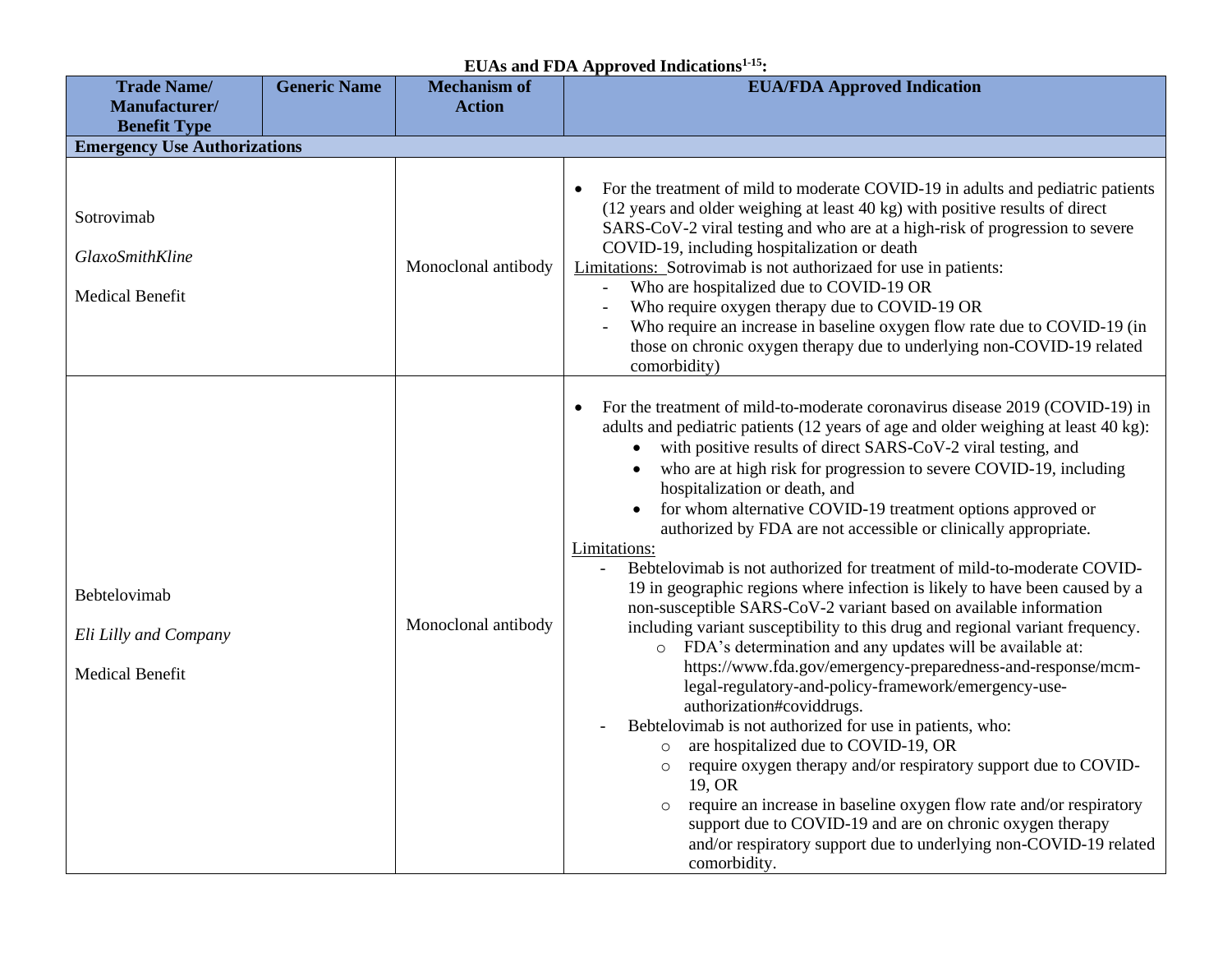**EUAs and FDA Approved Indications[1-15]:**

| Trade Name/ Manufacturer/ Benefit Type | Generic Name | Mechanism of Action | EUA/FDA Approved Indication |
|---|---|---|---|
| **Emergency Use Authorizations** | | | |
| Sotrovimab<br>*GlaxoSmithKline*<br>Medical Benefit | | Monoclonal antibody | • For the treatment of mild to moderate COVID-19 in adults and pediatric patients (12 years and older weighing at least 40 kg) with positive results of direct SARS-CoV-2 viral testing and who are at a high-risk of progression to severe COVID-19, including hospitalization or death<br>Limitations: Sotrovimab is not authorizaed for use in patients:<br>- Who are hospitalized due to COVID-19 OR<br>- Who require oxygen therapy due to COVID-19 OR<br>- Who require an increase in baseline oxygen flow rate due to COVID-19 (in those on chronic oxygen therapy due to underlying non-COVID-19 related comorbidity) |
| Bebtelovimab<br>*Eli Lilly and Company*<br>Medical Benefit | | Monoclonal antibody | • For the treatment of mild-to-moderate coronavirus disease 2019 (COVID-19) in adults and pediatric patients (12 years of age and older weighing at least 40 kg):<br>  • with positive results of direct SARS-CoV-2 viral testing, and<br>  • who are at high risk for progression to severe COVID-19, including hospitalization or death, and<br>  • for whom alternative COVID-19 treatment options approved or authorized by FDA are not accessible or clinically appropriate.<br>Limitations:<br>- Bebtelovimab is not authorized for treatment of mild-to-moderate COVID-19 in geographic regions where infection is likely to have been caused by a non-susceptible SARS-CoV-2 variant based on available information including variant susceptibility to this drug and regional variant frequency.<br>  ○ FDA's determination and any updates will be available at: https://www.fda.gov/emergency-preparedness-and-response/mcm-legal-regulatory-and-policy-framework/emergency-use-authorization#coviddrugs.<br>- Bebtelovimab is not authorized for use in patients, who:<br>  ○ are hospitalized due to COVID-19, OR<br>  ○ require oxygen therapy and/or respiratory support due to COVID-19, OR<br>  ○ require an increase in baseline oxygen flow rate and/or respiratory support due to COVID-19 and are on chronic oxygen therapy and/or respiratory support due to underlying non-COVID-19 related comorbidity. |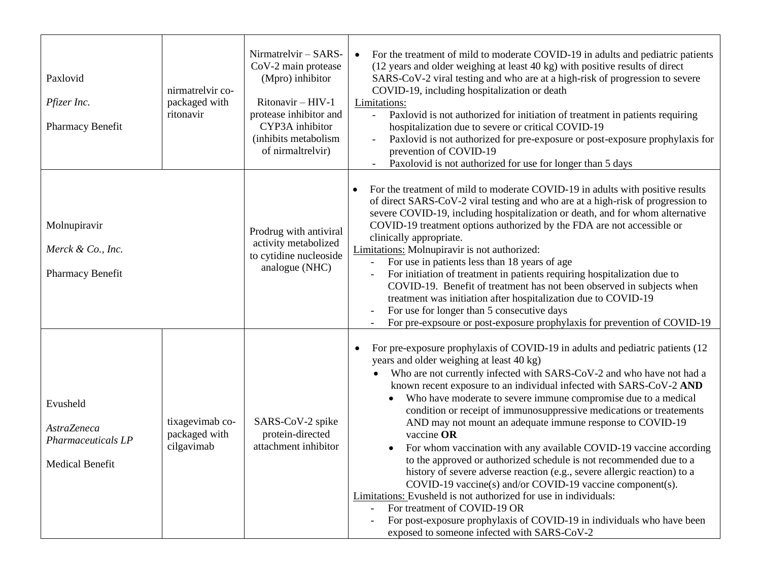| | | | |
|---|---|---|---|
| Paxlovid<br><br>*Pfizer Inc.*<br><br>Pharmacy Benefit | nirmatrelvir co-packaged with ritonavir | Nirmatrelvir – SARS-CoV-2 main protease (Mpro) inhibitor<br><br>Ritonavir – HIV-1 protease inhibitor and CYP3A inhibitor (inhibits metabolism of nirmaltrelvir) | • For the treatment of mild to moderate COVID-19 in adults and pediatric patients (12 years and older weighing at least 40 kg) with positive results of direct SARS-CoV-2 viral testing and who are at a high-risk of progression to severe COVID-19, including hospitalization or death<br>Limitations:<br>- Paxlovid is not authorized for initiation of treatment in patients requiring hospitalization due to severe or critical COVID-19<br>- Paxlovid is not authorized for pre-exposure or post-exposure prophylaxis for prevention of COVID-19<br>- Paxolovid is not authorized for use for longer than 5 days |
| Molnupiravir<br><br>*Merck & Co., Inc.*<br><br>Pharmacy Benefit | | Prodrug with antiviral activity metabolized to cytidine nucleoside analogue (NHC) | • For the treatment of mild to moderate COVID-19 in adults with positive results of direct SARS-CoV-2 viral testing and who are at a high-risk of progression to severe COVID-19, including hospitalization or death, and for whom alternative COVID-19 treatment options authorized by the FDA are not accessible or clinically appropriate.<br>Limitations: Molnupiravir is not authorized:<br>- For use in patients less than 18 years of age<br>- For initiation of treatment in patients requiring hospitalization due to COVID-19. Benefit of treatment has not been observed in subjects when treatment was initiation after hospitalization due to COVID-19<br>- For use for longer than 5 consecutive days<br>- For pre-expsoure or post-exposure prophylaxis for prevention of COVID-19 |
| Evusheld<br><br>*AstraZeneca Pharmaceuticals LP*<br><br>Medical Benefit | tixagevimab co-packaged with cilgavimab | SARS-CoV-2 spike protein-directed attachment inhibitor | • For pre-exposure prophylaxis of COVID-19 in adults and pediatric patients (12 years and older weighing at least 40 kg)<br>&nbsp;&nbsp;• Who are not currently infected with SARS-CoV-2 and who have not had a known recent exposure to an individual infected with SARS-CoV-2 **AND**<br>&nbsp;&nbsp;&nbsp;&nbsp;• Who have moderate to severe immune compromise due to a medical condition or receipt of immunosuppressive medications or treatements AND may not mount an adequate immune response to COVID-19 vaccine **OR**<br>&nbsp;&nbsp;&nbsp;&nbsp;• For whom vaccination with any available COVID-19 vaccine according to the approved or authorized schedule is not recommended due to a history of severe adverse reaction (e.g., severe allergic reaction) to a COVID-19 vaccine(s) and/or COVID-19 vaccine component(s).<br>Limitations: Evusheld is not authorized for use in individuals:<br>- For treatment of COVID-19 OR<br>- For post-exposure prophylaxis of COVID-19 in individuals who have been exposed to someone infected with SARS-CoV-2 |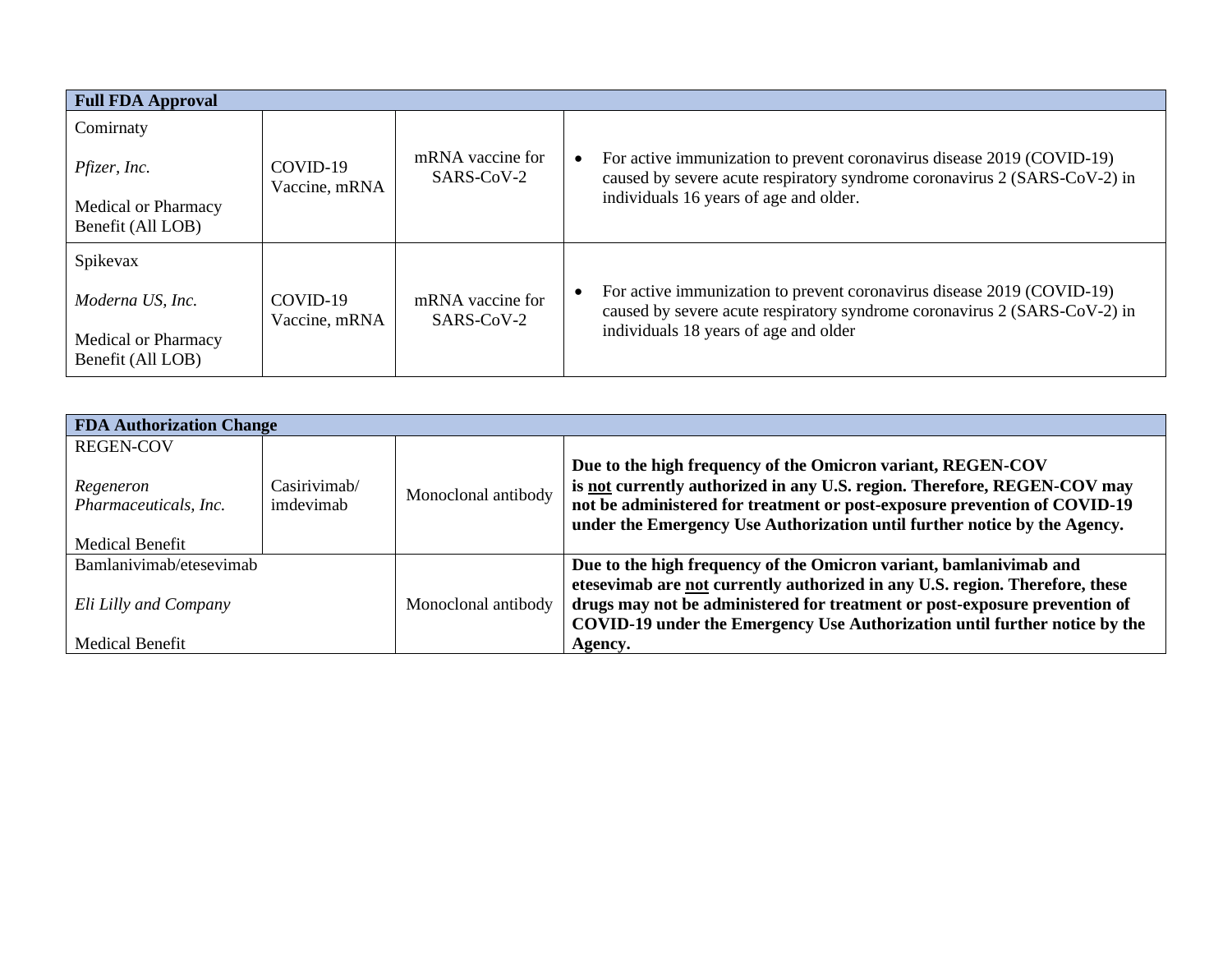| Full FDA Approval | | | |
|---|---|---|---|
| Comirnaty<br><br>*Pfizer, Inc.*<br><br>Medical or Pharmacy Benefit (All LOB) | COVID-19 Vaccine, mRNA | mRNA vaccine for SARS-CoV-2 | • For active immunization to prevent coronavirus disease 2019 (COVID-19) caused by severe acute respiratory syndrome coronavirus 2 (SARS-CoV-2) in individuals 16 years of age and older. |
| Spikevax<br><br>*Moderna US, Inc.*<br><br>Medical or Pharmacy Benefit (All LOB) | COVID-19 Vaccine, mRNA | mRNA vaccine for SARS-CoV-2 | • For active immunization to prevent coronavirus disease 2019 (COVID-19) caused by severe acute respiratory syndrome coronavirus 2 (SARS-CoV-2) in individuals 18 years of age and older |

| FDA Authorization Change | | | |
|---|---|---|---|
| REGEN-COV<br><br>*Regeneron Pharmaceuticals, Inc.*<br><br>Medical Benefit | Casirivimab/ imdevimab | Monoclonal antibody | **Due to the high frequency of the Omicron variant, REGEN-COV is <u>not</u> currently authorized in any U.S. region. Therefore, REGEN-COV may not be administered for treatment or post-exposure prevention of COVID-19 under the Emergency Use Authorization until further notice by the Agency.** |
| Bamlanivimab/etesevimab<br><br>*Eli Lilly and Company*<br><br>Medical Benefit | | Monoclonal antibody | **Due to the high frequency of the Omicron variant, bamlanivimab and etesevimab are <u>not</u> currently authorized in any U.S. region. Therefore, these drugs may not be administered for treatment or post-exposure prevention of COVID-19 under the Emergency Use Authorization until further notice by the Agency.** |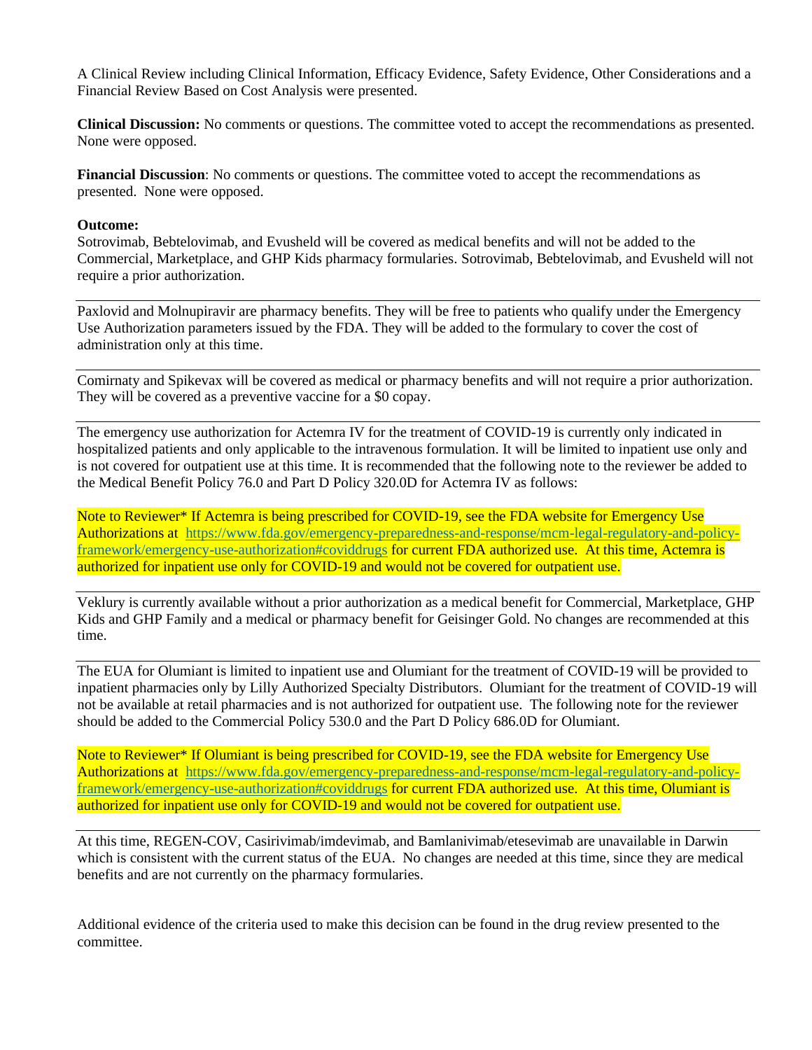A Clinical Review including Clinical Information, Efficacy Evidence, Safety Evidence, Other Considerations and a Financial Review Based on Cost Analysis were presented.

**Clinical Discussion:** No comments or questions. The committee voted to accept the recommendations as presented. None were opposed.

**Financial Discussion**: No comments or questions. The committee voted to accept the recommendations as presented. None were opposed.

**Outcome:**
Sotrovimab, Bebtelovimab, and Evusheld will be covered as medical benefits and will not be added to the Commercial, Marketplace, and GHP Kids pharmacy formularies. Sotrovimab, Bebtelovimab, and Evusheld will not require a prior authorization.

---

Paxlovid and Molnupiravir are pharmacy benefits. They will be free to patients who qualify under the Emergency Use Authorization parameters issued by the FDA. They will be added to the formulary to cover the cost of administration only at this time.

---

Comirnaty and Spikevax will be covered as medical or pharmacy benefits and will not require a prior authorization. They will be covered as a preventive vaccine for a $0 copay.

---

The emergency use authorization for Actemra IV for the treatment of COVID-19 is currently only indicated in hospitalized patients and only applicable to the intravenous formulation. It will be limited to inpatient use only and is not covered for outpatient use at this time. It is recommended that the following note to the reviewer be added to the Medical Benefit Policy 76.0 and Part D Policy 320.0D for Actemra IV as follows:

Note to Reviewer* If Actemra is being prescribed for COVID-19, see the FDA website for Emergency Use Authorizations at https://www.fda.gov/emergency-preparedness-and-response/mcm-legal-regulatory-and-policy-framework/emergency-use-authorization#coviddrugs for current FDA authorized use. At this time, Actemra is authorized for inpatient use only for COVID-19 and would not be covered for outpatient use.

---

Veklury is currently available without a prior authorization as a medical benefit for Commercial, Marketplace, GHP Kids and GHP Family and a medical or pharmacy benefit for Geisinger Gold. No changes are recommended at this time.

---

The EUA for Olumiant is limited to inpatient use and Olumiant for the treatment of COVID-19 will be provided to inpatient pharmacies only by Lilly Authorized Specialty Distributors. Olumiant for the treatment of COVID-19 will not be available at retail pharmacies and is not authorized for outpatient use. The following note for the reviewer should be added to the Commercial Policy 530.0 and the Part D Policy 686.0D for Olumiant.

Note to Reviewer* If Olumiant is being prescribed for COVID-19, see the FDA website for Emergency Use Authorizations at https://www.fda.gov/emergency-preparedness-and-response/mcm-legal-regulatory-and-policy-framework/emergency-use-authorization#coviddrugs for current FDA authorized use. At this time, Olumiant is authorized for inpatient use only for COVID-19 and would not be covered for outpatient use.

---

At this time, REGEN-COV, Casirivimab/imdevimab, and Bamlanivimab/etesevimab are unavailable in Darwin which is consistent with the current status of the EUA. No changes are needed at this time, since they are medical benefits and are not currently on the pharmacy formularies.

Additional evidence of the criteria used to make this decision can be found in the drug review presented to the committee.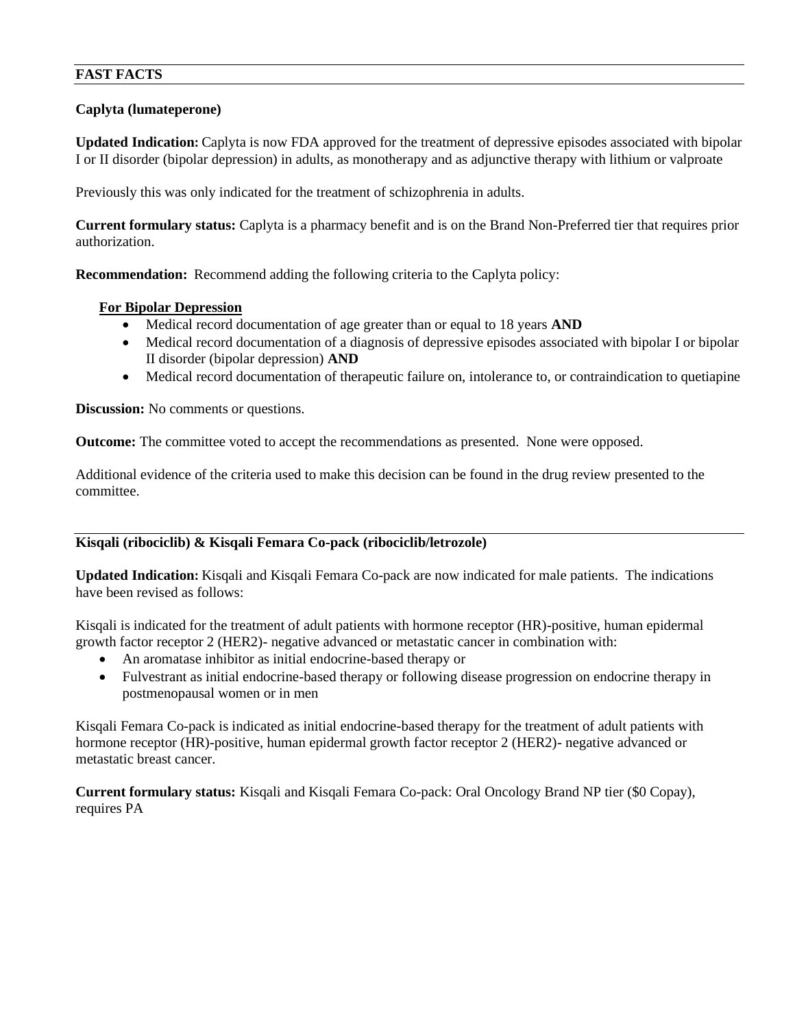## FAST FACTS

**Caplyta (lumateperone)**

**Updated Indication:** Caplyta is now FDA approved for the treatment of depressive episodes associated with bipolar I or II disorder (bipolar depression) in adults, as monotherapy and as adjunctive therapy with lithium or valproate

Previously this was only indicated for the treatment of schizophrenia in adults.

**Current formulary status:** Caplyta is a pharmacy benefit and is on the Brand Non-Preferred tier that requires prior authorization.

**Recommendation:** Recommend adding the following criteria to the Caplyta policy:

**For Bipolar Depression**

- Medical record documentation of age greater than or equal to 18 years **AND**
- Medical record documentation of a diagnosis of depressive episodes associated with bipolar I or bipolar II disorder (bipolar depression) **AND**
- Medical record documentation of therapeutic failure on, intolerance to, or contraindication to quetiapine

**Discussion:** No comments or questions.

**Outcome:** The committee voted to accept the recommendations as presented. None were opposed.

Additional evidence of the criteria used to make this decision can be found in the drug review presented to the committee.

**Kisqali (ribociclib) & Kisqali Femara Co-pack (ribociclib/letrozole)**

**Updated Indication:** Kisqali and Kisqali Femara Co-pack are now indicated for male patients. The indications have been revised as follows:

Kisqali is indicated for the treatment of adult patients with hormone receptor (HR)-positive, human epidermal growth factor receptor 2 (HER2)- negative advanced or metastatic cancer in combination with:

- An aromatase inhibitor as initial endocrine-based therapy or
- Fulvestrant as initial endocrine-based therapy or following disease progression on endocrine therapy in postmenopausal women or in men

Kisqali Femara Co-pack is indicated as initial endocrine-based therapy for the treatment of adult patients with hormone receptor (HR)-positive, human epidermal growth factor receptor 2 (HER2)- negative advanced or metastatic breast cancer.

**Current formulary status:** Kisqali and Kisqali Femara Co-pack: Oral Oncology Brand NP tier ($0 Copay), requires PA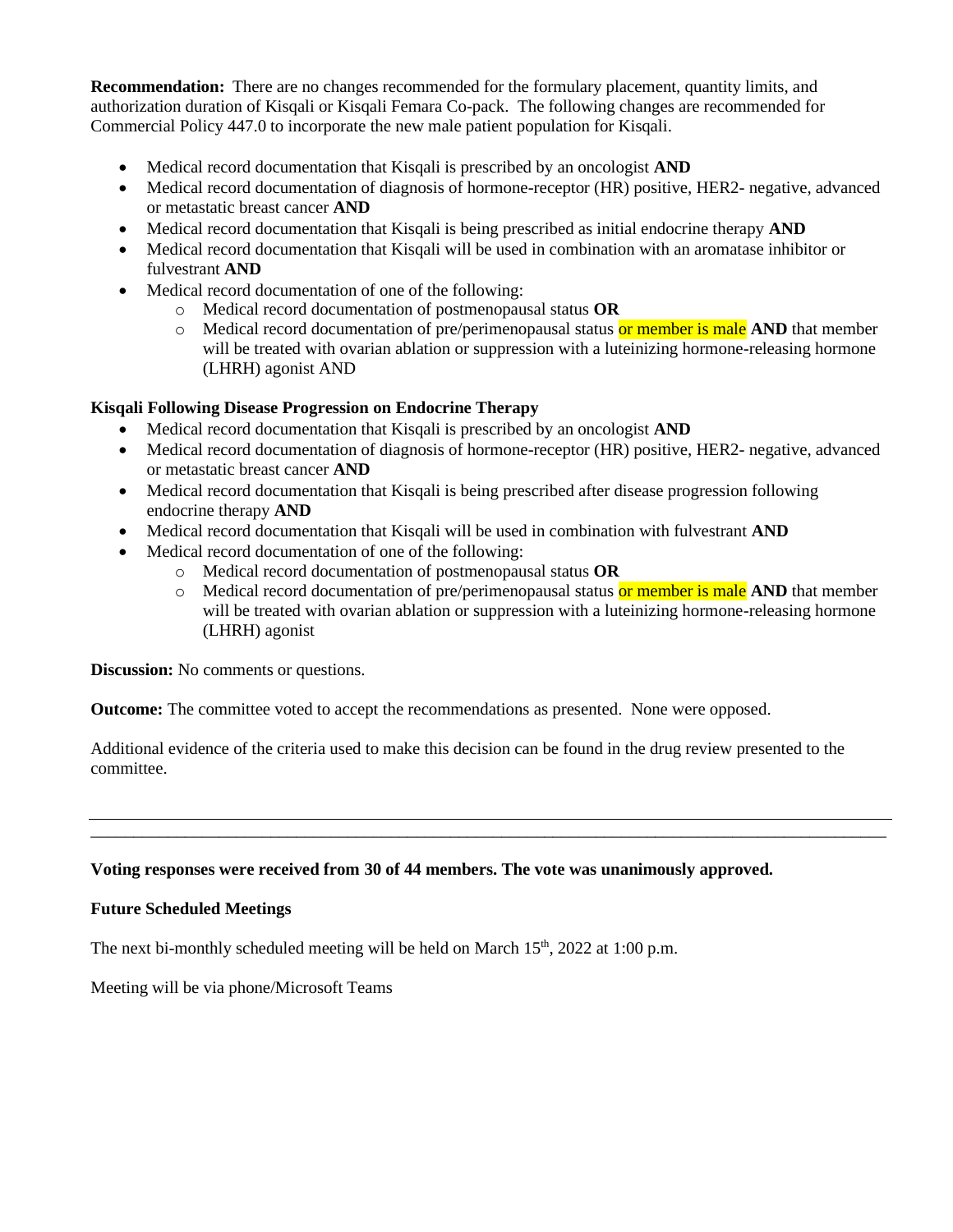**Recommendation:** There are no changes recommended for the formulary placement, quantity limits, and authorization duration of Kisqali or Kisqali Femara Co-pack. The following changes are recommended for Commercial Policy 447.0 to incorporate the new male patient population for Kisqali.

- Medical record documentation that Kisqali is prescribed by an oncologist **AND**
- Medical record documentation of diagnosis of hormone-receptor (HR) positive, HER2- negative, advanced or metastatic breast cancer **AND**
- Medical record documentation that Kisqali is being prescribed as initial endocrine therapy **AND**
- Medical record documentation that Kisqali will be used in combination with an aromatase inhibitor or fulvestrant **AND**
- Medical record documentation of one of the following:
  - Medical record documentation of postmenopausal status **OR**
  - Medical record documentation of pre/perimenopausal status or member is male **AND** that member will be treated with ovarian ablation or suppression with a luteinizing hormone-releasing hormone (LHRH) agonist AND

**Kisqali Following Disease Progression on Endocrine Therapy**

- Medical record documentation that Kisqali is prescribed by an oncologist **AND**
- Medical record documentation of diagnosis of hormone-receptor (HR) positive, HER2- negative, advanced or metastatic breast cancer **AND**
- Medical record documentation that Kisqali is being prescribed after disease progression following endocrine therapy **AND**
- Medical record documentation that Kisqali will be used in combination with fulvestrant **AND**
- Medical record documentation of one of the following:
  - Medical record documentation of postmenopausal status **OR**
  - Medical record documentation of pre/perimenopausal status or member is male **AND** that member will be treated with ovarian ablation or suppression with a luteinizing hormone-releasing hormone (LHRH) agonist

**Discussion:** No comments or questions.

**Outcome:** The committee voted to accept the recommendations as presented. None were opposed.

Additional evidence of the criteria used to make this decision can be found in the drug review presented to the committee.

---

**Voting responses were received from 30 of 44 members. The vote was unanimously approved.**

**Future Scheduled Meetings**

The next bi-monthly scheduled meeting will be held on March 15th, 2022 at 1:00 p.m.

Meeting will be via phone/Microsoft Teams